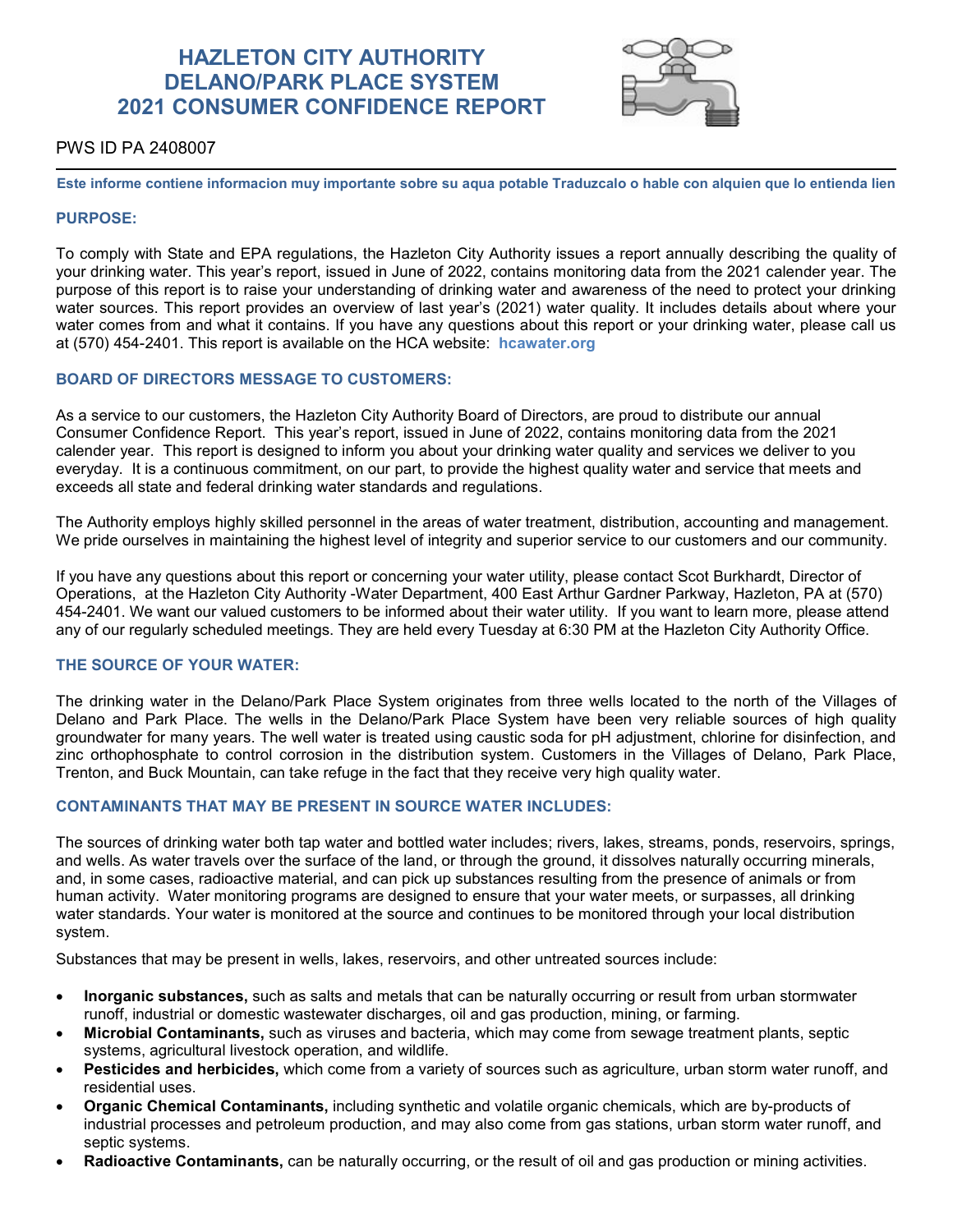# HAZLETON CITY AUTHORITY
# DELANO/PARK PLACE SYSTEM
# 2021 CONSUMER CONFIDENCE REPORT

PWS ID PA 2408007

**Este informe contiene informacion muy importante sobre su aqua potable Traduzcalo o hable con alquien que lo entienda lien**

## PURPOSE:

To comply with State and EPA regulations, the Hazleton City Authority issues a report annually describing the quality of your drinking water. This year's report, issued in June of 2022, contains monitoring data from the 2021 calender year. The purpose of this report is to raise your understanding of drinking water and awareness of the need to protect your drinking water sources. This report provides an overview of last year's (2021) water quality. It includes details about where your water comes from and what it contains. If you have any questions about this report or your drinking water, please call us at (570) 454-2401. This report is available on the HCA website: **hcawater.org**

## BOARD OF DIRECTORS MESSAGE TO CUSTOMERS:

As a service to our customers, the Hazleton City Authority Board of Directors, are proud to distribute our annual Consumer Confidence Report. This year's report, issued in June of 2022, contains monitoring data from the 2021 calender year. This report is designed to inform you about your drinking water quality and services we deliver to you everyday. It is a continuous commitment, on our part, to provide the highest quality water and service that meets and exceeds all state and federal drinking water standards and regulations.

The Authority employs highly skilled personnel in the areas of water treatment, distribution, accounting and management. We pride ourselves in maintaining the highest level of integrity and superior service to our customers and our community.

If you have any questions about this report or concerning your water utility, please contact Scot Burkhardt, Director of Operations, at the Hazleton City Authority -Water Department, 400 East Arthur Gardner Parkway, Hazleton, PA at (570) 454-2401. We want our valued customers to be informed about their water utility. If you want to learn more, please attend any of our regularly scheduled meetings. They are held every Tuesday at 6:30 PM at the Hazleton City Authority Office.

## THE SOURCE OF YOUR WATER:

The drinking water in the Delano/Park Place System originates from three wells located to the north of the Villages of Delano and Park Place. The wells in the Delano/Park Place System have been very reliable sources of high quality groundwater for many years. The well water is treated using caustic soda for pH adjustment, chlorine for disinfection, and zinc orthophosphate to control corrosion in the distribution system. Customers in the Villages of Delano, Park Place, Trenton, and Buck Mountain, can take refuge in the fact that they receive very high quality water.

## CONTAMINANTS THAT MAY BE PRESENT IN SOURCE WATER INCLUDES:

The sources of drinking water both tap water and bottled water includes; rivers, lakes, streams, ponds, reservoirs, springs, and wells. As water travels over the surface of the land, or through the ground, it dissolves naturally occurring minerals, and, in some cases, radioactive material, and can pick up substances resulting from the presence of animals or from human activity. Water monitoring programs are designed to ensure that your water meets, or surpasses, all drinking water standards. Your water is monitored at the source and continues to be monitored through your local distribution system.

Substances that may be present in wells, lakes, reservoirs, and other untreated sources include:

- **Inorganic substances,** such as salts and metals that can be naturally occurring or result from urban stormwater runoff, industrial or domestic wastewater discharges, oil and gas production, mining, or farming.
- **Microbial Contaminants,** such as viruses and bacteria, which may come from sewage treatment plants, septic systems, agricultural livestock operation, and wildlife.
- **Pesticides and herbicides,** which come from a variety of sources such as agriculture, urban storm water runoff, and residential uses.
- **Organic Chemical Contaminants,** including synthetic and volatile organic chemicals, which are by-products of industrial processes and petroleum production, and may also come from gas stations, urban storm water runoff, and septic systems.
- **Radioactive Contaminants,** can be naturally occurring, or the result of oil and gas production or mining activities.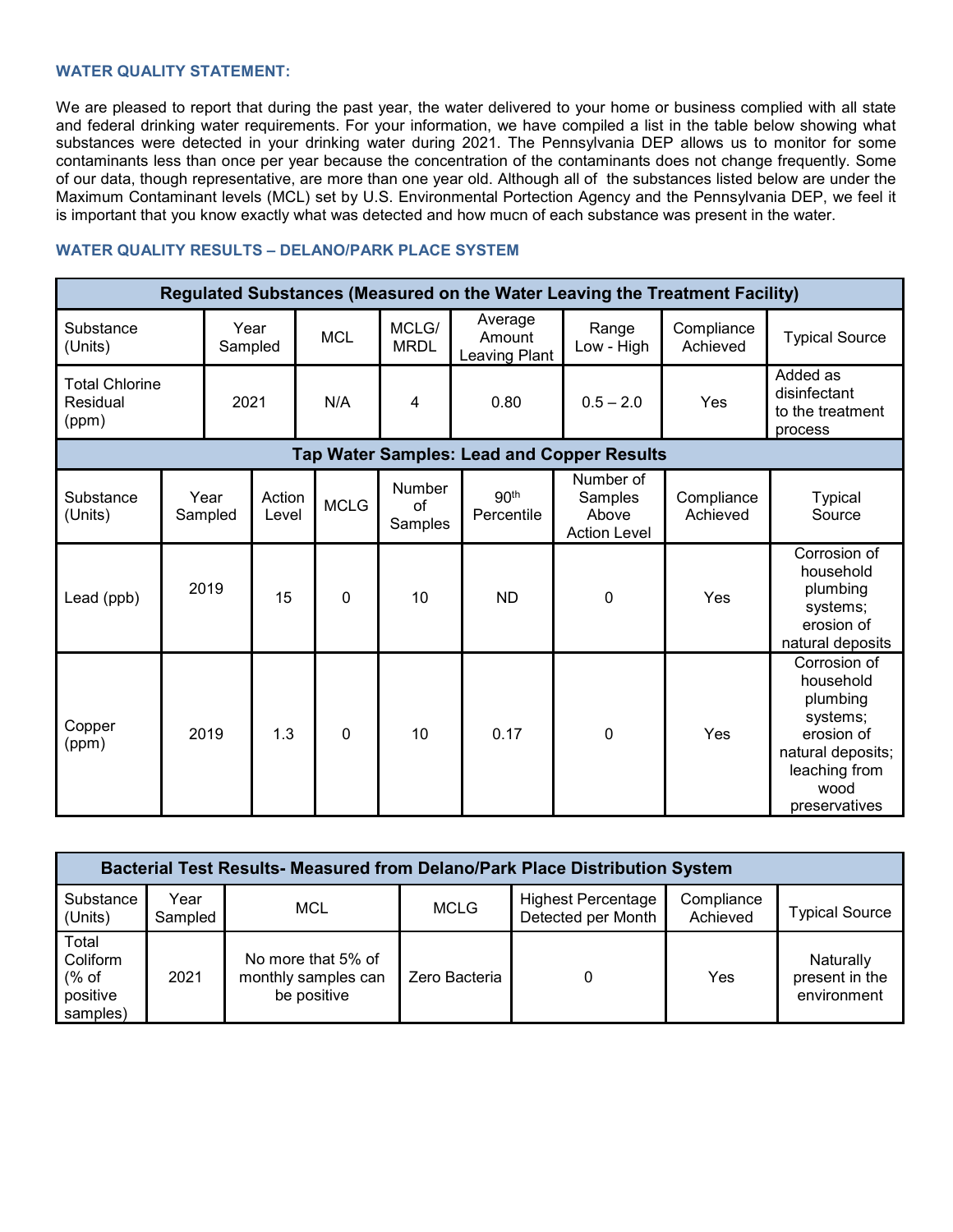### WATER QUALITY STATEMENT:

We are pleased to report that during the past year, the water delivered to your home or business complied with all state and federal drinking water requirements. For your information, we have compiled a list in the table below showing what substances were detected in your drinking water during 2021. The Pennsylvania DEP allows us to monitor for some contaminants less than once per year because the concentration of the contaminants does not change frequently. Some of our data, though representative, are more than one year old. Although all of the substances listed below are under the Maximum Contaminant levels (MCL) set by U.S. Environmental Portection Agency and the Pennsylvania DEP, we feel it is important that you know exactly what was detected and how mucn of each substance was present in the water.

### WATER QUALITY RESULTS – DELANO/PARK PLACE SYSTEM

| Regulated Substances (Measured on the Water Leaving the Treatment Facility) | | | | | | | |
|---|---|---|---|---|---|---|---|
| Substance (Units) | Year Sampled | MCL | MCLG/ MRDL | Average Amount Leaving Plant | Range Low - High | Compliance Achieved | Typical Source |
| Total Chlorine Residual (ppm) | 2021 | N/A | 4 | 0.80 | 0.5 – 2.0 | Yes | Added as disinfectant to the treatment process |

| Tap Water Samples: Lead and Copper Results | | | | | | | | |
|---|---|---|---|---|---|---|---|---|
| Substance (Units) | Year Sampled | Action Level | MCLG | Number of Samples | 90th Percentile | Number of Samples Above Action Level | Compliance Achieved | Typical Source |
| Lead (ppb) | 2019 | 15 | 0 | 10 | ND | 0 | Yes | Corrosion of household plumbing systems; erosion of natural deposits |
| Copper (ppm) | 2019 | 1.3 | 0 | 10 | 0.17 | 0 | Yes | Corrosion of household plumbing systems; erosion of natural deposits; leaching from wood preservatives |

| Bacterial Test Results- Measured from Delano/Park Place Distribution System | | | | | | |
|---|---|---|---|---|---|---|
| Substance (Units) | Year Sampled | MCL | MCLG | Highest Percentage Detected per Month | Compliance Achieved | Typical Source |
| Total Coliform (% of positive samples) | 2021 | No more that 5% of monthly samples can be positive | Zero Bacteria | 0 | Yes | Naturally present in the environment |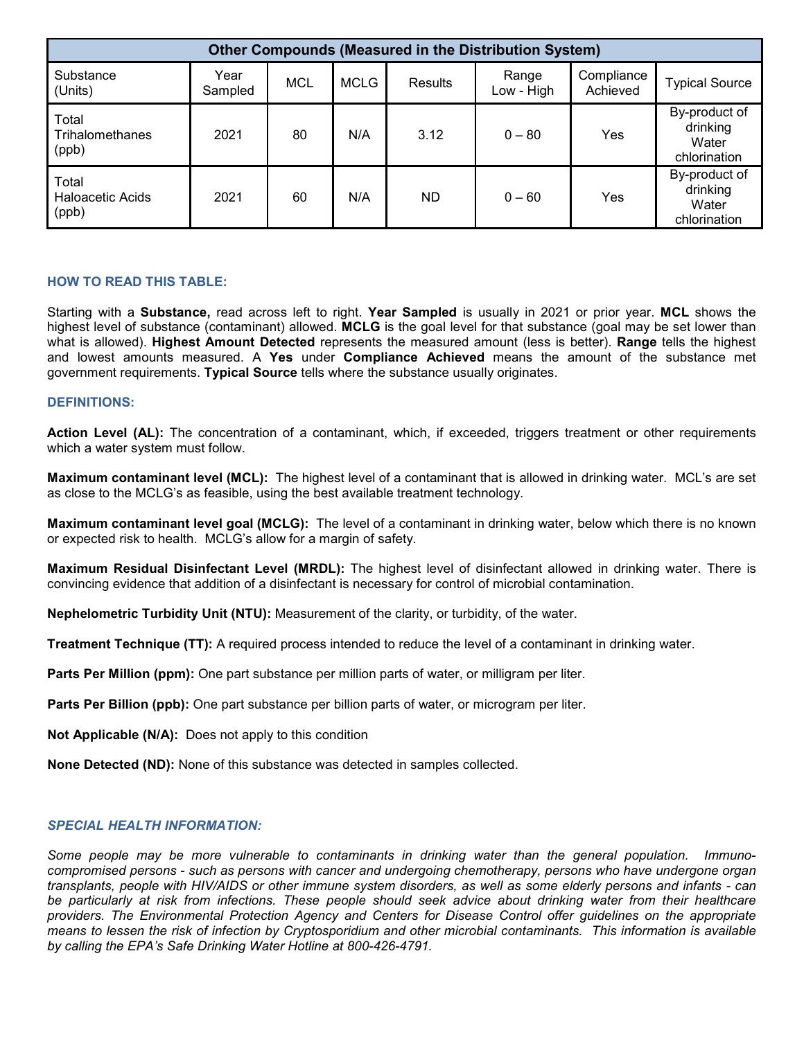| Other Compounds (Measured in the Distribution System) | | | | | | | |
|---|---|---|---|---|---|---|---|
| Substance (Units) | Year Sampled | MCL | MCLG | Results | Range Low - High | Compliance Achieved | Typical Source |
| Total Trihalomethanes (ppb) | 2021 | 80 | N/A | 3.12 | 0 – 80 | Yes | By-product of drinking Water chlorination |
| Total Haloacetic Acids (ppb) | 2021 | 60 | N/A | ND | 0 – 60 | Yes | By-product of drinking Water chlorination |

### HOW TO READ THIS TABLE:

Starting with a **Substance,** read across left to right. **Year Sampled** is usually in 2021 or prior year. **MCL** shows the highest level of substance (contaminant) allowed. **MCLG** is the goal level for that substance (goal may be set lower than what is allowed). **Highest Amount Detected** represents the measured amount (less is better). **Range** tells the highest and lowest amounts measured. A **Yes** under **Compliance Achieved** means the amount of the substance met government requirements. **Typical Source** tells where the substance usually originates.

### DEFINITIONS:

**Action Level (AL):** The concentration of a contaminant, which, if exceeded, triggers treatment or other requirements which a water system must follow.

**Maximum contaminant level (MCL):** The highest level of a contaminant that is allowed in drinking water. MCL's are set as close to the MCLG's as feasible, using the best available treatment technology.

**Maximum contaminant level goal (MCLG):** The level of a contaminant in drinking water, below which there is no known or expected risk to health. MCLG's allow for a margin of safety.

**Maximum Residual Disinfectant Level (MRDL):** The highest level of disinfectant allowed in drinking water. There is convincing evidence that addition of a disinfectant is necessary for control of microbial contamination.

**Nephelometric Turbidity Unit (NTU):** Measurement of the clarity, or turbidity, of the water.

**Treatment Technique (TT):** A required process intended to reduce the level of a contaminant in drinking water.

**Parts Per Million (ppm):** One part substance per million parts of water, or milligram per liter.

**Parts Per Billion (ppb):** One part substance per billion parts of water, or microgram per liter.

**Not Applicable (N/A):** Does not apply to this condition

**None Detected (ND):** None of this substance was detected in samples collected.

### *SPECIAL HEALTH INFORMATION:*

*Some people may be more vulnerable to contaminants in drinking water than the general population. Immuno-compromised persons - such as persons with cancer and undergoing chemotherapy, persons who have undergone organ transplants, people with HIV/AIDS or other immune system disorders, as well as some elderly persons and infants - can be particularly at risk from infections. These people should seek advice about drinking water from their healthcare providers. The Environmental Protection Agency and Centers for Disease Control offer guidelines on the appropriate means to lessen the risk of infection by Cryptosporidium and other microbial contaminants. This information is available by calling the EPA's Safe Drinking Water Hotline at 800-426-4791.*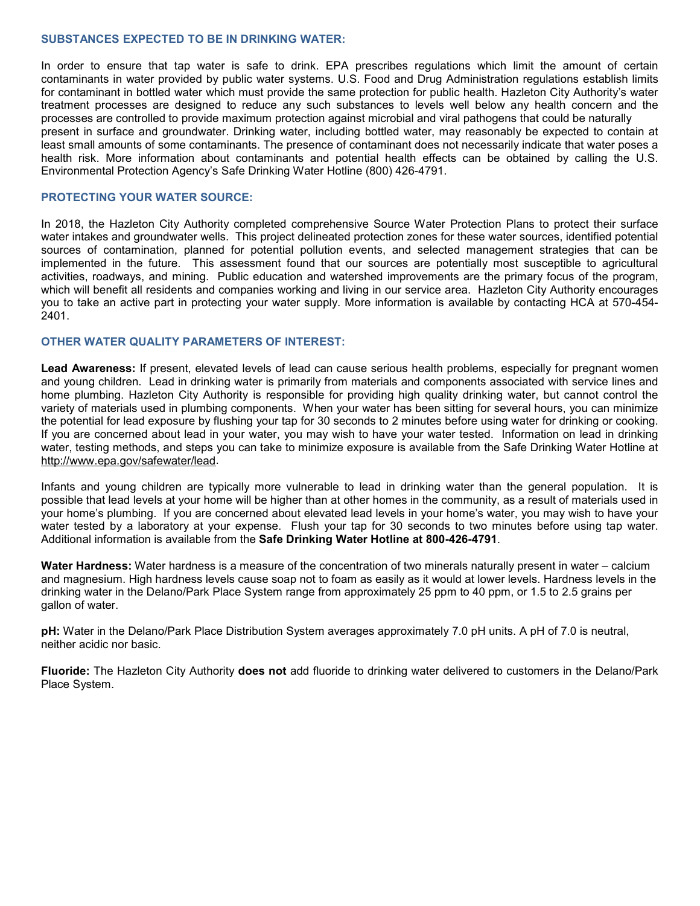## SUBSTANCES EXPECTED TO BE IN DRINKING WATER:

In order to ensure that tap water is safe to drink. EPA prescribes regulations which limit the amount of certain contaminants in water provided by public water systems. U.S. Food and Drug Administration regulations establish limits for contaminant in bottled water which must provide the same protection for public health. Hazleton City Authority's water treatment processes are designed to reduce any such substances to levels well below any health concern and the processes are controlled to provide maximum protection against microbial and viral pathogens that could be naturally present in surface and groundwater. Drinking water, including bottled water, may reasonably be expected to contain at least small amounts of some contaminants. The presence of contaminant does not necessarily indicate that water poses a health risk. More information about contaminants and potential health effects can be obtained by calling the U.S. Environmental Protection Agency's Safe Drinking Water Hotline (800) 426-4791.

## PROTECTING YOUR WATER SOURCE:

In 2018, the Hazleton City Authority completed comprehensive Source Water Protection Plans to protect their surface water intakes and groundwater wells. This project delineated protection zones for these water sources, identified potential sources of contamination, planned for potential pollution events, and selected management strategies that can be implemented in the future. This assessment found that our sources are potentially most susceptible to agricultural activities, roadways, and mining. Public education and watershed improvements are the primary focus of the program, which will benefit all residents and companies working and living in our service area. Hazleton City Authority encourages you to take an active part in protecting your water supply. More information is available by contacting HCA at 570-454-2401.

## OTHER WATER QUALITY PARAMETERS OF INTEREST:

**Lead Awareness:** If present, elevated levels of lead can cause serious health problems, especially for pregnant women and young children. Lead in drinking water is primarily from materials and components associated with service lines and home plumbing. Hazleton City Authority is responsible for providing high quality drinking water, but cannot control the variety of materials used in plumbing components. When your water has been sitting for several hours, you can minimize the potential for lead exposure by flushing your tap for 30 seconds to 2 minutes before using water for drinking or cooking. If you are concerned about lead in your water, you may wish to have your water tested. Information on lead in drinking water, testing methods, and steps you can take to minimize exposure is available from the Safe Drinking Water Hotline at http://www.epa.gov/safewater/lead.

Infants and young children are typically more vulnerable to lead in drinking water than the general population. It is possible that lead levels at your home will be higher than at other homes in the community, as a result of materials used in your home's plumbing. If you are concerned about elevated lead levels in your home's water, you may wish to have your water tested by a laboratory at your expense. Flush your tap for 30 seconds to two minutes before using tap water. Additional information is available from the **Safe Drinking Water Hotline at 800-426-4791**.

**Water Hardness:** Water hardness is a measure of the concentration of two minerals naturally present in water – calcium and magnesium. High hardness levels cause soap not to foam as easily as it would at lower levels. Hardness levels in the drinking water in the Delano/Park Place System range from approximately 25 ppm to 40 ppm, or 1.5 to 2.5 grains per gallon of water.

**pH:** Water in the Delano/Park Place Distribution System averages approximately 7.0 pH units. A pH of 7.0 is neutral, neither acidic nor basic.

**Fluoride:** The Hazleton City Authority **does not** add fluoride to drinking water delivered to customers in the Delano/Park Place System.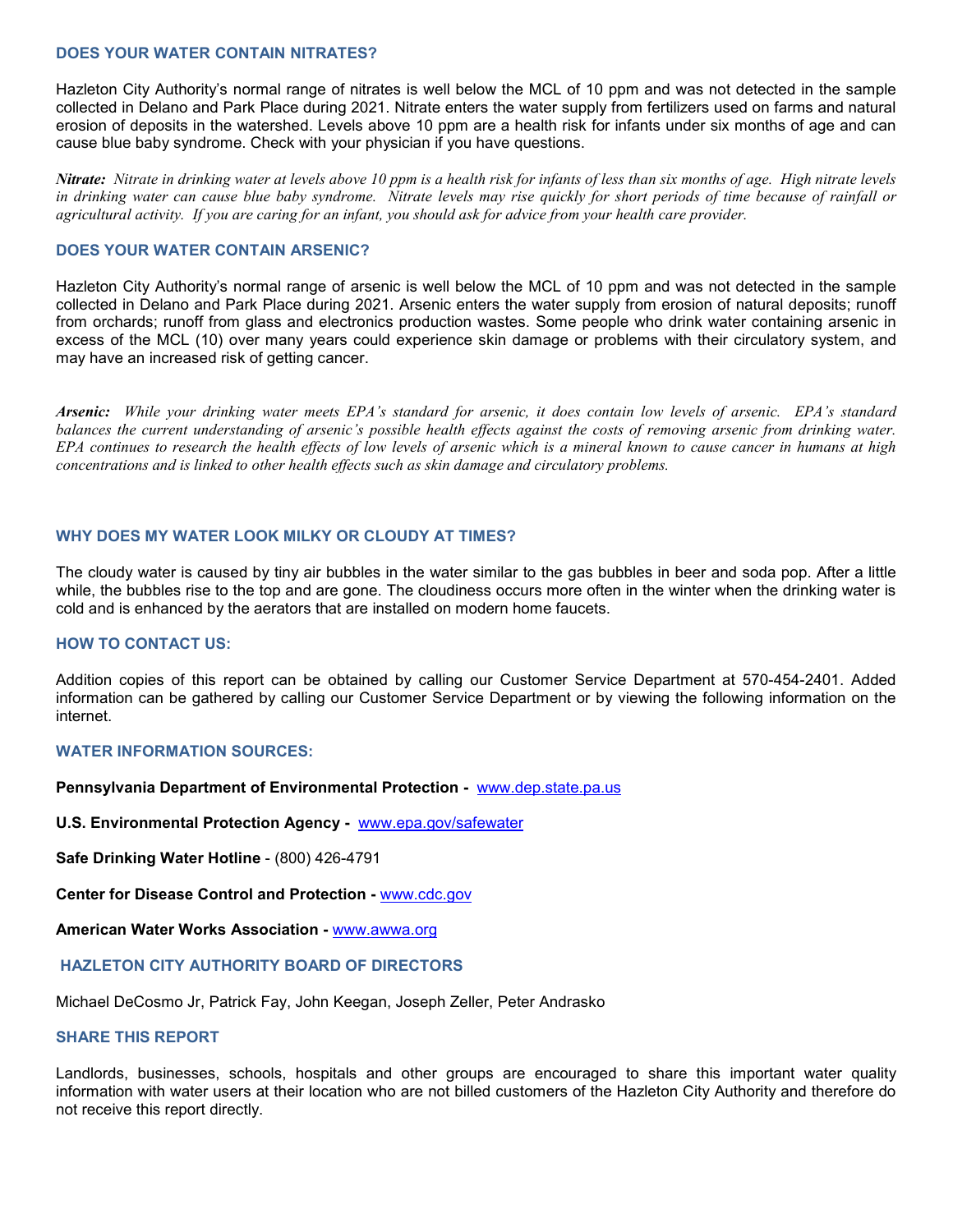### DOES YOUR WATER CONTAIN NITRATES?

Hazleton City Authority's normal range of nitrates is well below the MCL of 10 ppm and was not detected in the sample collected in Delano and Park Place during 2021. Nitrate enters the water supply from fertilizers used on farms and natural erosion of deposits in the watershed. Levels above 10 ppm are a health risk for infants under six months of age and can cause blue baby syndrome. Check with your physician if you have questions.

***Nitrate:*** *Nitrate in drinking water at levels above 10 ppm is a health risk for infants of less than six months of age. High nitrate levels in drinking water can cause blue baby syndrome. Nitrate levels may rise quickly for short periods of time because of rainfall or agricultural activity. If you are caring for an infant, you should ask for advice from your health care provider.*

### DOES YOUR WATER CONTAIN ARSENIC?

Hazleton City Authority's normal range of arsenic is well below the MCL of 10 ppm and was not detected in the sample collected in Delano and Park Place during 2021. Arsenic enters the water supply from erosion of natural deposits; runoff from orchards; runoff from glass and electronics production wastes. Some people who drink water containing arsenic in excess of the MCL (10) over many years could experience skin damage or problems with their circulatory system, and may have an increased risk of getting cancer.

***Arsenic:*** *While your drinking water meets EPA's standard for arsenic, it does contain low levels of arsenic. EPA's standard balances the current understanding of arsenic's possible health effects against the costs of removing arsenic from drinking water. EPA continues to research the health effects of low levels of arsenic which is a mineral known to cause cancer in humans at high concentrations and is linked to other health effects such as skin damage and circulatory problems.*

### WHY DOES MY WATER LOOK MILKY OR CLOUDY AT TIMES?

The cloudy water is caused by tiny air bubbles in the water similar to the gas bubbles in beer and soda pop. After a little while, the bubbles rise to the top and are gone. The cloudiness occurs more often in the winter when the drinking water is cold and is enhanced by the aerators that are installed on modern home faucets.

### HOW TO CONTACT US:

Addition copies of this report can be obtained by calling our Customer Service Department at 570-454-2401. Added information can be gathered by calling our Customer Service Department or by viewing the following information on the internet.

### WATER INFORMATION SOURCES:

**Pennsylvania Department of Environmental Protection -** www.dep.state.pa.us

**U.S. Environmental Protection Agency -** www.epa.gov/safewater

**Safe Drinking Water Hotline** - (800) 426-4791

**Center for Disease Control and Protection -** www.cdc.gov

**American Water Works Association -** www.awwa.org

### HAZLETON CITY AUTHORITY BOARD OF DIRECTORS

Michael DeCosmo Jr, Patrick Fay, John Keegan, Joseph Zeller, Peter Andrasko

### SHARE THIS REPORT

Landlords, businesses, schools, hospitals and other groups are encouraged to share this important water quality information with water users at their location who are not billed customers of the Hazleton City Authority and therefore do not receive this report directly.